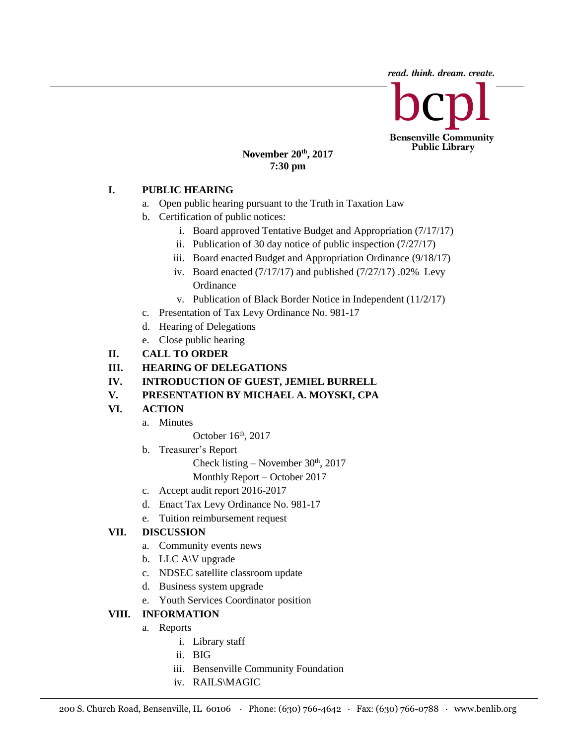read. think. dream. create.

bcpl

**Bensenville Community Public Library**

**November 20th, 2017**
**7:30 pm**

**I. PUBLIC HEARING**

a. Open public hearing pursuant to the Truth in Taxation Law
b. Certification of public notices:
   i. Board approved Tentative Budget and Appropriation (7/17/17)
   ii. Publication of 30 day notice of public inspection (7/27/17)
   iii. Board enacted Budget and Appropriation Ordinance (9/18/17)
   iv. Board enacted (7/17/17) and published (7/27/17) .02% Levy Ordinance
   v. Publication of Black Border Notice in Independent (11/2/17)
c. Presentation of Tax Levy Ordinance No. 981-17
d. Hearing of Delegations
e. Close public hearing

**II. CALL TO ORDER**

**III. HEARING OF DELEGATIONS**

**IV. INTRODUCTION OF GUEST, JEMIEL BURRELL**

**V. PRESENTATION BY MICHAEL A. MOYSKI, CPA**

**VI. ACTION**

a. Minutes
   October 16th, 2017
b. Treasurer's Report
   Check listing – November 30th, 2017
   Monthly Report – October 2017
c. Accept audit report 2016-2017
d. Enact Tax Levy Ordinance No. 981-17
e. Tuition reimbursement request

**VII. DISCUSSION**

a. Community events news
b. LLC A\V upgrade
c. NDSEC satellite classroom update
d. Business system upgrade
e. Youth Services Coordinator position

**VIII. INFORMATION**

a. Reports
   i. Library staff
   ii. BIG
   iii. Bensenville Community Foundation
   iv. RAILS\MAGIC

200 S. Church Road, Bensenville, IL 60106 · Phone: (630) 766-4642 · Fax: (630) 766-0788 · www.benlib.org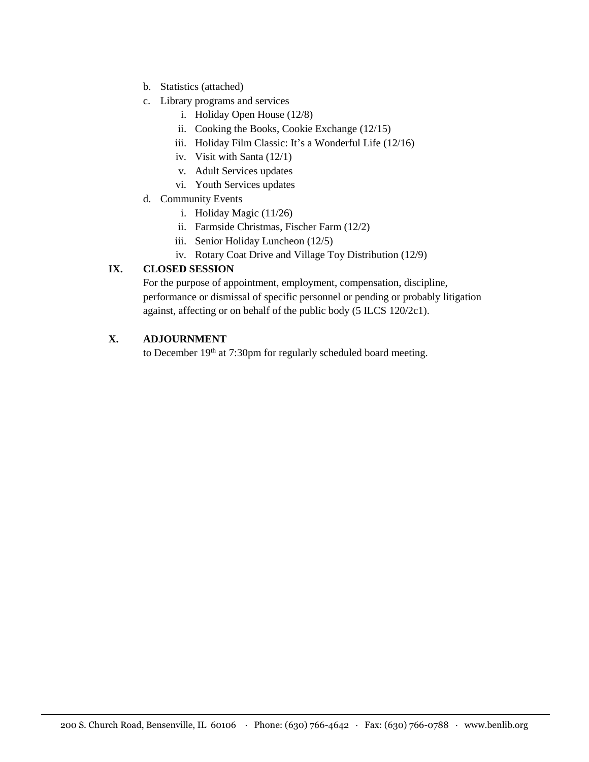b. Statistics (attached)
c. Library programs and services
    i. Holiday Open House (12/8)
    ii. Cooking the Books, Cookie Exchange (12/15)
    iii. Holiday Film Classic: It's a Wonderful Life (12/16)
    iv. Visit with Santa (12/1)
    v. Adult Services updates
    vi. Youth Services updates
d. Community Events
    i. Holiday Magic (11/26)
    ii. Farmside Christmas, Fischer Farm (12/2)
    iii. Senior Holiday Luncheon (12/5)
    iv. Rotary Coat Drive and Village Toy Distribution (12/9)

**IX. CLOSED SESSION**

For the purpose of appointment, employment, compensation, discipline, performance or dismissal of specific personnel or pending or probably litigation against, affecting or on behalf of the public body (5 ILCS 120/2c1).

**X. ADJOURNMENT**

to December 19th at 7:30pm for regularly scheduled board meeting.